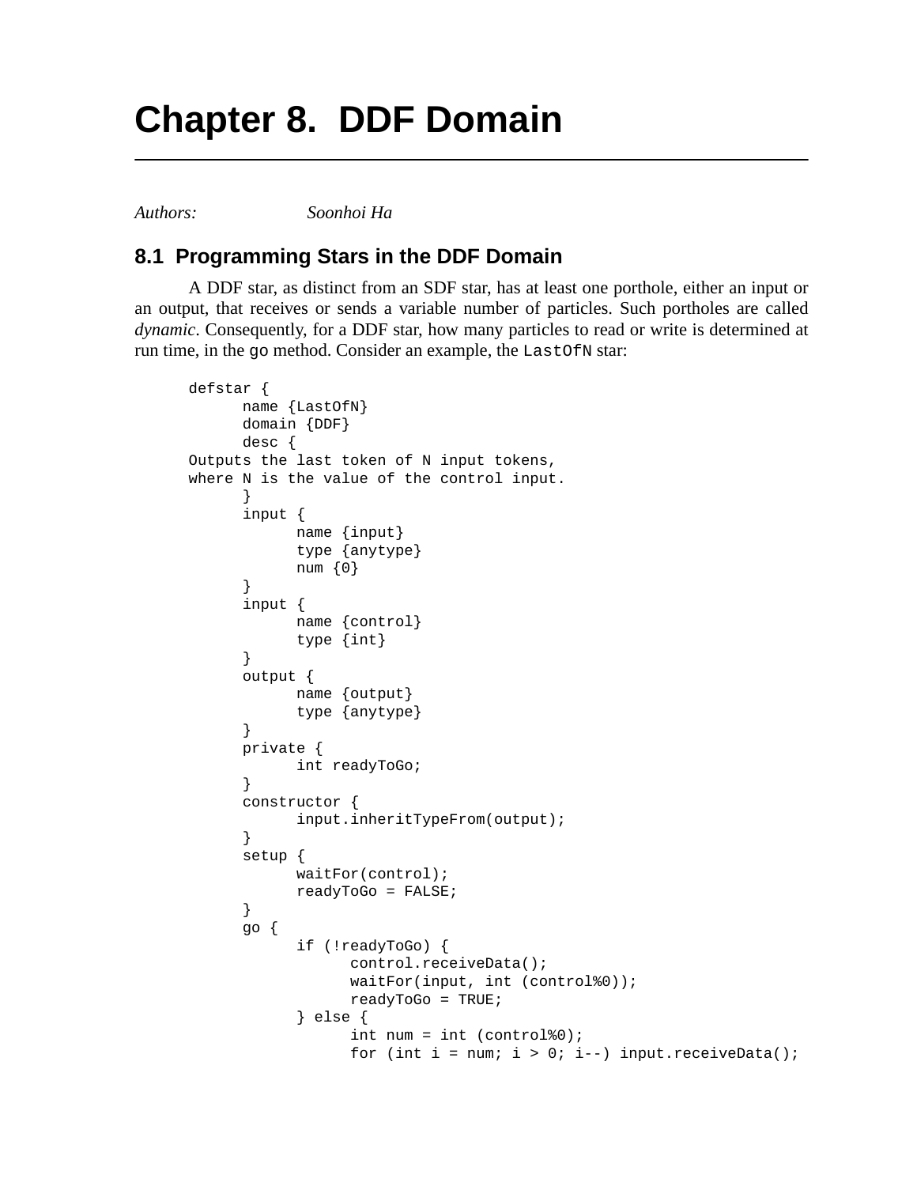# Chapter 8. DDF Domain

*Authors:* *Soonhoi Ha*

## 8.1 Programming Stars in the DDF Domain

A DDF star, as distinct from an SDF star, has at least one porthole, either an input or an output, that receives or sends a variable number of particles. Such portholes are called *dynamic*. Consequently, for a DDF star, how many particles to read or write is determined at run time, in the go method. Consider an example, the LastOfN star:

```
defstar {
      name {LastOfN}
      domain {DDF}
      desc {
Outputs the last token of N input tokens,
where N is the value of the control input.
      }
      input {
            name {input}
            type {anytype}
            num {0}
      }
      input {
            name {control}
            type {int}
      }
      output {
            name {output}
            type {anytype}
      }
      private {
            int readyToGo;
      }
      constructor {
            input.inheritTypeFrom(output);
      }
      setup {
            waitFor(control);
            readyToGo = FALSE;
      }
      go {
            if (!readyToGo) {
                  control.receiveData();
                  waitFor(input, int (control%0));
                  readyToGo = TRUE;
            } else {
                  int num = int (control%0);
                  for (int i = num; i > 0; i--) input.receiveData();
```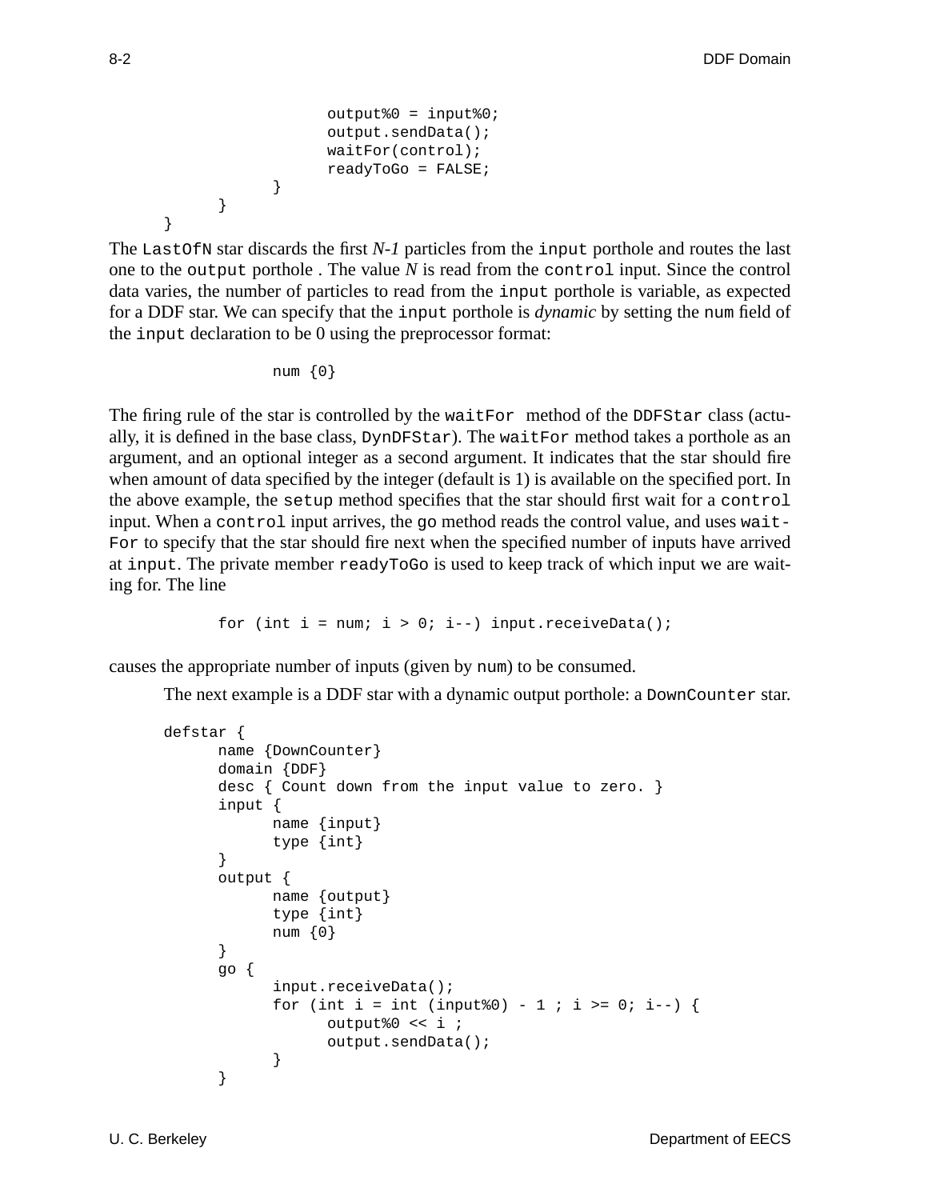```
                        output%0 = input%0;
                        output.sendData();
                        waitFor(control);
                        readyToGo = FALSE;
                }
        }
}
```

The `LastOfN` star discards the first *N-1* particles from the `input` porthole and routes the last one to the `output` porthole . The value *N* is read from the `control` input. Since the control data varies, the number of particles to read from the `input` porthole is variable, as expected for a DDF star. We can specify that the `input` porthole is *dynamic* by setting the `num` field of the `input` declaration to be 0 using the preprocessor format:

```
num {0}
```

The firing rule of the star is controlled by the `waitFor` method of the `DDFStar` class (actually, it is defined in the base class, `DynDFStar`). The `waitFor` method takes a porthole as an argument, and an optional integer as a second argument. It indicates that the star should fire when amount of data specified by the integer (default is 1) is available on the specified port. In the above example, the `setup` method specifies that the star should first wait for a `control` input. When a `control` input arrives, the `go` method reads the control value, and uses `waitFor` to specify that the star should fire next when the specified number of inputs have arrived at `input`. The private member `readyToGo` is used to keep track of which input we are waiting for. The line

```
for (int i = num; i > 0; i--) input.receiveData();
```

causes the appropriate number of inputs (given by `num`) to be consumed.

The next example is a DDF star with a dynamic output porthole: a `DownCounter` star.

```
defstar {
        name {DownCounter}
        domain {DDF}
        desc { Count down from the input value to zero. }
        input {
                name {input}
                type {int}
        }
        output {
                name {output}
                type {int}
                num {0}
        }
        go {
                input.receiveData();
                for (int i = int (input%0) - 1 ; i >= 0; i--) {
                        output%0 << i ;
                        output.sendData();
                }
        }
```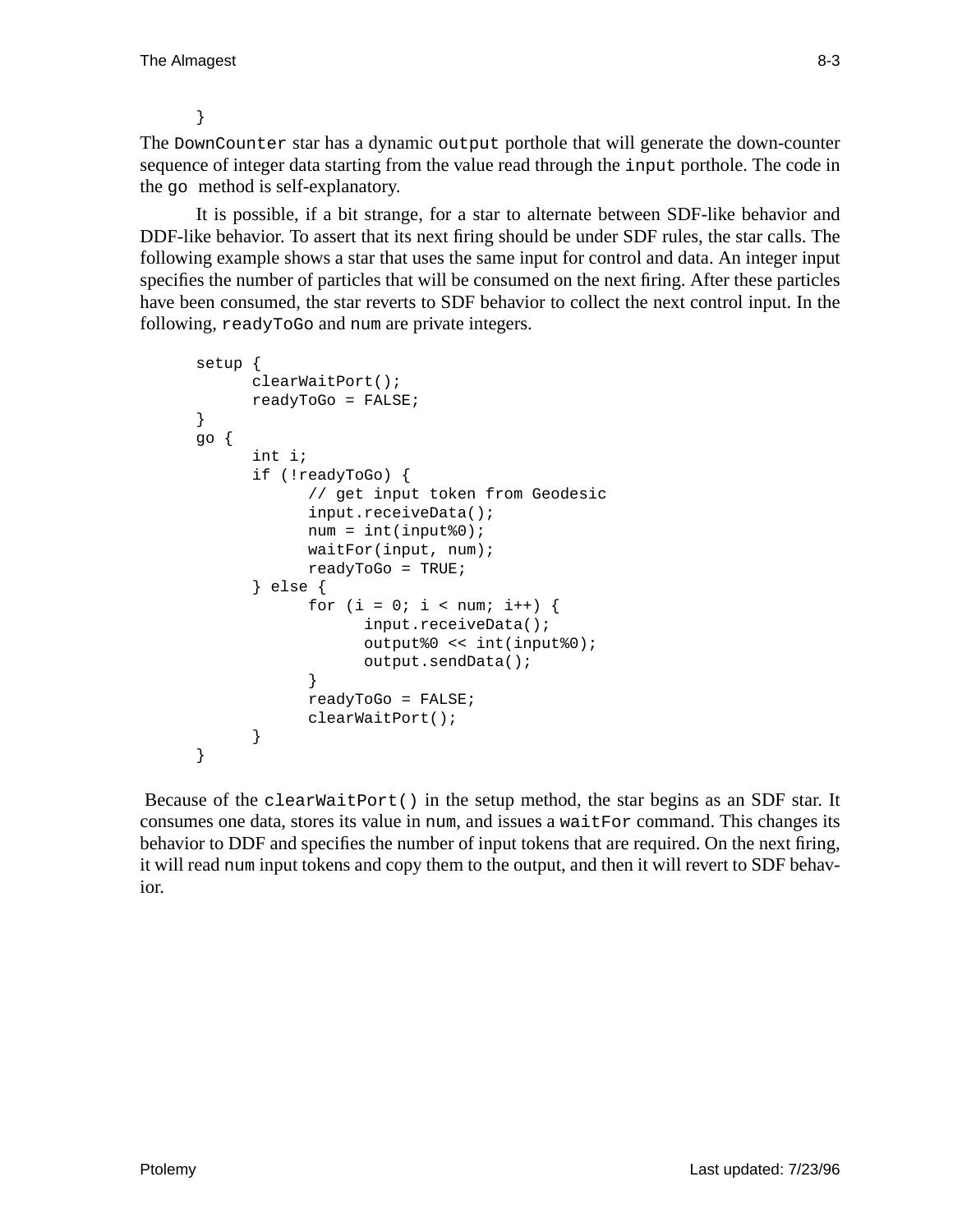```
}
```

The `DownCounter` star has a dynamic `output` porthole that will generate the down-counter sequence of integer data starting from the value read through the `input` porthole. The code in the `go` method is self-explanatory.

It is possible, if a bit strange, for a star to alternate between SDF-like behavior and DDF-like behavior. To assert that its next firing should be under SDF rules, the star calls. The following example shows a star that uses the same input for control and data. An integer input specifies the number of particles that will be consumed on the next firing. After these particles have been consumed, the star reverts to SDF behavior to collect the next control input. In the following, `readyToGo` and `num` are private integers.

```
setup {
      clearWaitPort();
      readyToGo = FALSE;
}
go {
      int i;
      if (!readyToGo) {
            // get input token from Geodesic
            input.receiveData();
            num = int(input%0);
            waitFor(input, num);
            readyToGo = TRUE;
      } else {
            for (i = 0; i < num; i++) {
                  input.receiveData();
                  output%0 << int(input%0);
                  output.sendData();
            }
            readyToGo = FALSE;
            clearWaitPort();
      }
}
```

Because of the `clearWaitPort()` in the setup method, the star begins as an SDF star. It consumes one data, stores its value in `num`, and issues a `waitFor` command. This changes its behavior to DDF and specifies the number of input tokens that are required. On the next firing, it will read `num` input tokens and copy them to the output, and then it will revert to SDF behavior.